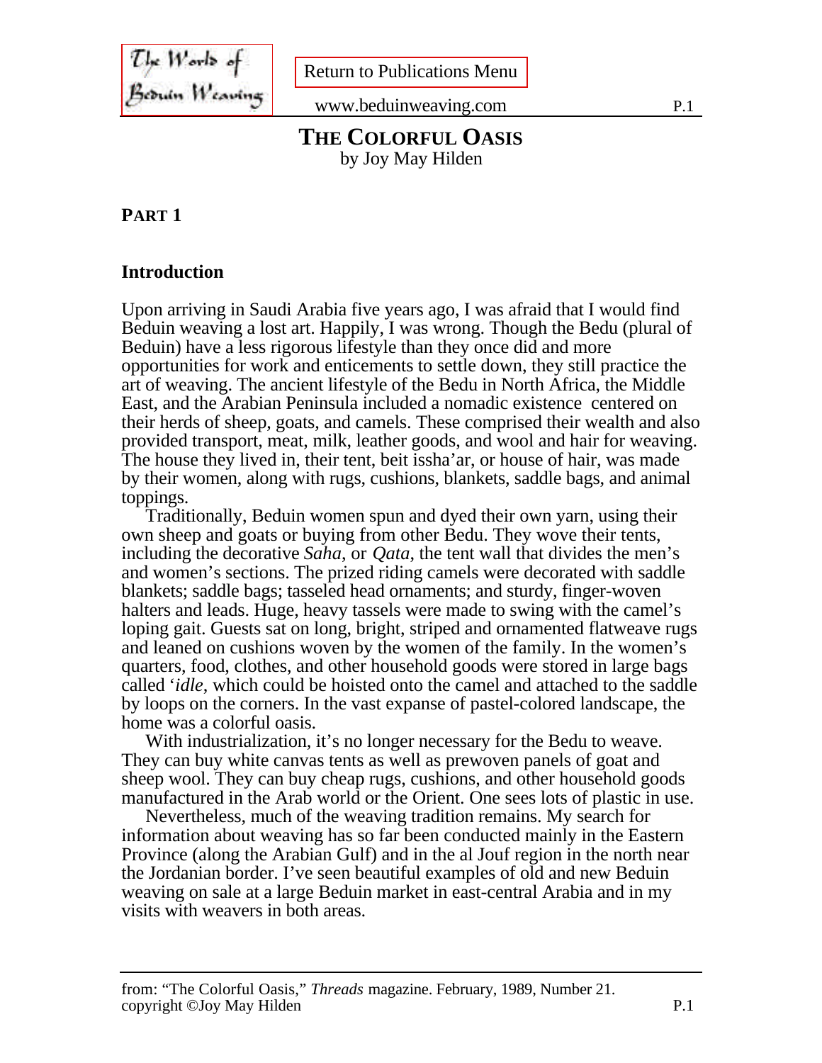# THE COLORFUL OASIS

by Joy May Hilden

## PART 1

### Introduction

Upon arriving in Saudi Arabia five years ago, I was afraid that I would find Beduin weaving a lost art. Happily, I was wrong. Though the Bedu (plural of Beduin) have a less rigorous lifestyle than they once did and more opportunities for work and enticements to settle down, they still practice the art of weaving. The ancient lifestyle of the Bedu in North Africa, the Middle East, and the Arabian Peninsula included a nomadic existence centered on their herds of sheep, goats, and camels. These comprised their wealth and also provided transport, meat, milk, leather goods, and wool and hair for weaving. The house they lived in, their tent, beit issha'ar, or house of hair, was made by their women, along with rugs, cushions, blankets, saddle bags, and animal toppings.

Traditionally, Beduin women spun and dyed their own yarn, using their own sheep and goats or buying from other Bedu. They wove their tents, including the decorative *Saha*, or *Qata*, the tent wall that divides the men's and women's sections. The prized riding camels were decorated with saddle blankets; saddle bags; tasseled head ornaments; and sturdy, finger-woven halters and leads. Huge, heavy tassels were made to swing with the camel's loping gait. Guests sat on long, bright, striped and ornamented flatweave rugs and leaned on cushions woven by the women of the family. In the women's quarters, food, clothes, and other household goods were stored in large bags called '*idle*, which could be hoisted onto the camel and attached to the saddle by loops on the corners. In the vast expanse of pastel-colored landscape, the home was a colorful oasis.

With industrialization, it's no longer necessary for the Bedu to weave. They can buy white canvas tents as well as prewoven panels of goat and sheep wool. They can buy cheap rugs, cushions, and other household goods manufactured in the Arab world or the Orient. One sees lots of plastic in use.

Nevertheless, much of the weaving tradition remains. My search for information about weaving has so far been conducted mainly in the Eastern Province (along the Arabian Gulf) and in the al Jouf region in the north near the Jordanian border. I've seen beautiful examples of old and new Beduin weaving on sale at a large Beduin market in east-central Arabia and in my visits with weavers in both areas.

from: "The Colorful Oasis," *Threads* magazine. February, 1989, Number 21.
copyright ©Joy May Hilden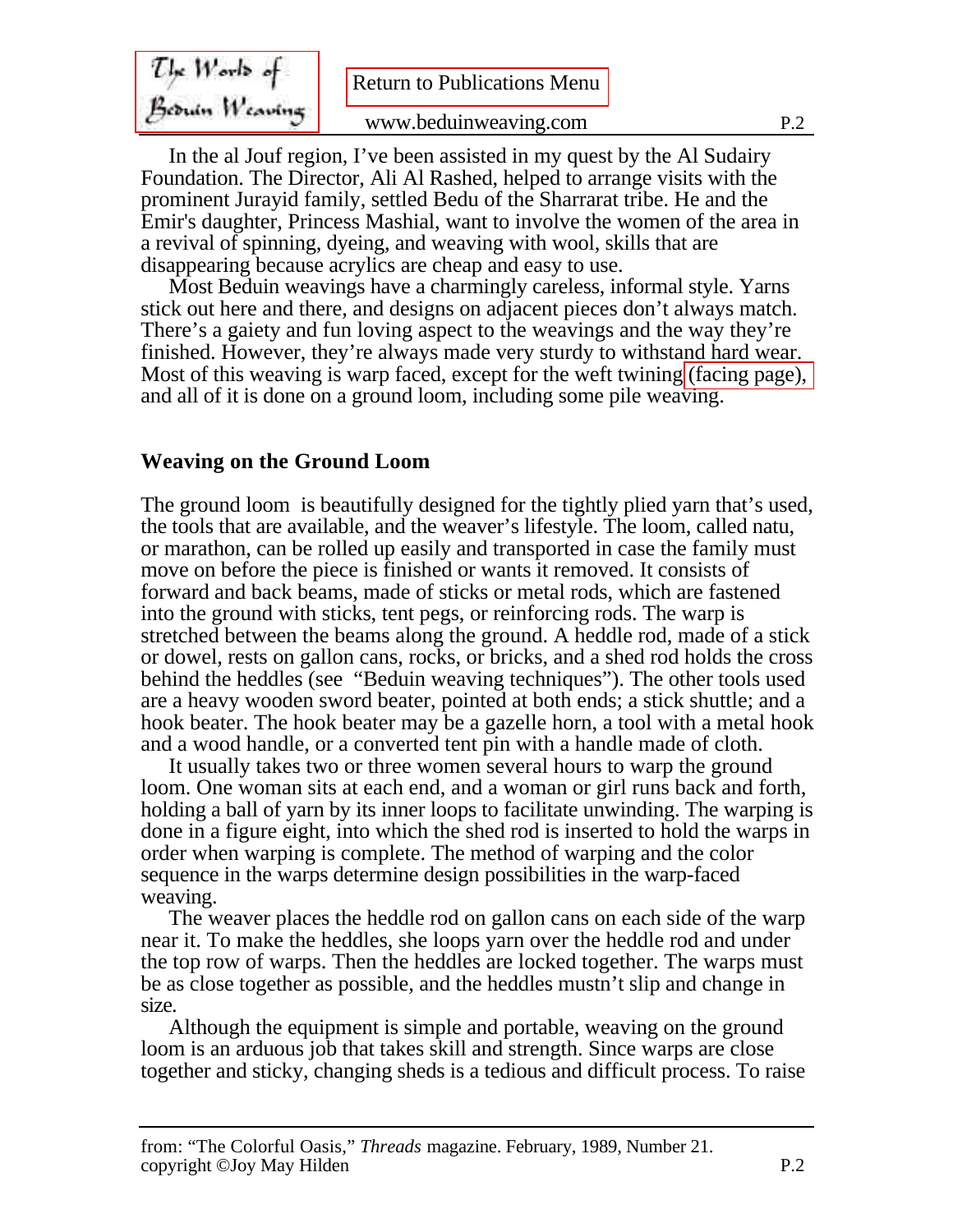In the al Jouf region, I've been assisted in my quest by the Al Sudairy Foundation. The Director, Ali Al Rashed, helped to arrange visits with the prominent Jurayid family, settled Bedu of the Sharrarat tribe. He and the Emir's daughter, Princess Mashial, want to involve the women of the area in a revival of spinning, dyeing, and weaving with wool, skills that are disappearing because acrylics are cheap and easy to use.

Most Beduin weavings have a charmingly careless, informal style. Yarns stick out here and there, and designs on adjacent pieces don't always match. There's a gaiety and fun loving aspect to the weavings and the way they're finished. However, they're always made very sturdy to withstand hard wear. Most of this weaving is warp faced, except for the weft twining (facing page), and all of it is done on a ground loom, including some pile weaving.

## Weaving on the Ground Loom

The ground loom is beautifully designed for the tightly plied yarn that's used, the tools that are available, and the weaver's lifestyle. The loom, called natu, or marathon, can be rolled up easily and transported in case the family must move on before the piece is finished or wants it removed. It consists of forward and back beams, made of sticks or metal rods, which are fastened into the ground with sticks, tent pegs, or reinforcing rods. The warp is stretched between the beams along the ground. A heddle rod, made of a stick or dowel, rests on gallon cans, rocks, or bricks, and a shed rod holds the cross behind the heddles (see "Beduin weaving techniques"). The other tools used are a heavy wooden sword beater, pointed at both ends; a stick shuttle; and a hook beater. The hook beater may be a gazelle horn, a tool with a metal hook and a wood handle, or a converted tent pin with a handle made of cloth.

It usually takes two or three women several hours to warp the ground loom. One woman sits at each end, and a woman or girl runs back and forth, holding a ball of yarn by its inner loops to facilitate unwinding. The warping is done in a figure eight, into which the shed rod is inserted to hold the warps in order when warping is complete. The method of warping and the color sequence in the warps determine design possibilities in the warp-faced weaving.

The weaver places the heddle rod on gallon cans on each side of the warp near it. To make the heddles, she loops yarn over the heddle rod and under the top row of warps. Then the heddles are locked together. The warps must be as close together as possible, and the heddles mustn't slip and change in size.

Although the equipment is simple and portable, weaving on the ground loom is an arduous job that takes skill and strength. Since warps are close together and sticky, changing sheds is a tedious and difficult process. To raise

from: "The Colorful Oasis," *Threads* magazine. February, 1989, Number 21.
copyright ©Joy May Hilden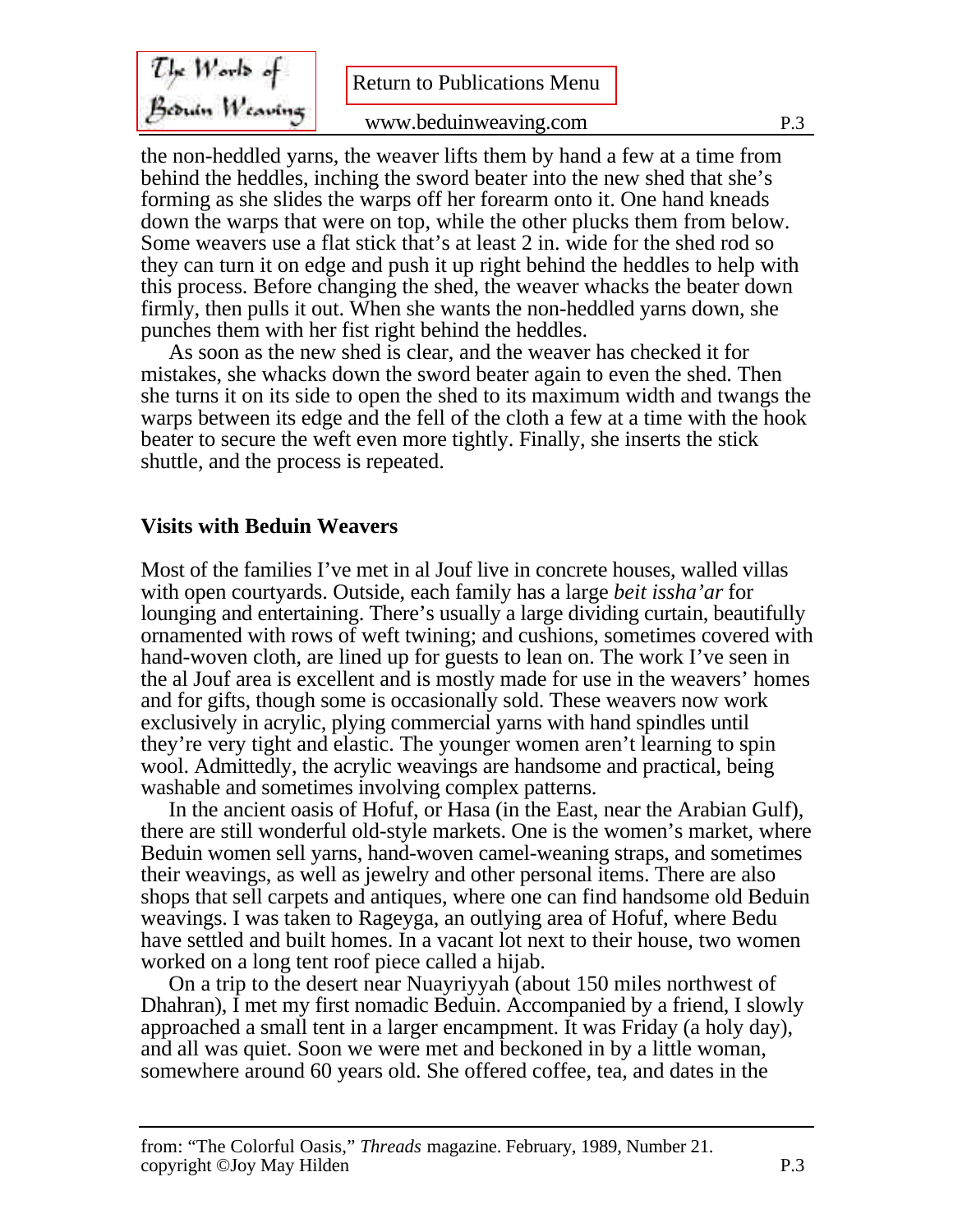the non-heddled yarns, the weaver lifts them by hand a few at a time from behind the heddles, inching the sword beater into the new shed that she's forming as she slides the warps off her forearm onto it. One hand kneads down the warps that were on top, while the other plucks them from below. Some weavers use a flat stick that's at least 2 in. wide for the shed rod so they can turn it on edge and push it up right behind the heddles to help with this process. Before changing the shed, the weaver whacks the beater down firmly, then pulls it out. When she wants the non-heddled yarns down, she punches them with her fist right behind the heddles.

As soon as the new shed is clear, and the weaver has checked it for mistakes, she whacks down the sword beater again to even the shed. Then she turns it on its side to open the shed to its maximum width and twangs the warps between its edge and the fell of the cloth a few at a time with the hook beater to secure the weft even more tightly. Finally, she inserts the stick shuttle, and the process is repeated.

## Visits with Beduin Weavers

Most of the families I've met in al Jouf live in concrete houses, walled villas with open courtyards. Outside, each family has a large *beit issha'ar* for lounging and entertaining. There's usually a large dividing curtain, beautifully ornamented with rows of weft twining; and cushions, sometimes covered with hand-woven cloth, are lined up for guests to lean on. The work I've seen in the al Jouf area is excellent and is mostly made for use in the weavers' homes and for gifts, though some is occasionally sold. These weavers now work exclusively in acrylic, plying commercial yarns with hand spindles until they're very tight and elastic. The younger women aren't learning to spin wool. Admittedly, the acrylic weavings are handsome and practical, being washable and sometimes involving complex patterns.

In the ancient oasis of Hofuf, or Hasa (in the East, near the Arabian Gulf), there are still wonderful old-style markets. One is the women's market, where Beduin women sell yarns, hand-woven camel-weaning straps, and sometimes their weavings, as well as jewelry and other personal items. There are also shops that sell carpets and antiques, where one can find handsome old Beduin weavings. I was taken to Rageyga, an outlying area of Hofuf, where Bedu have settled and built homes. In a vacant lot next to their house, two women worked on a long tent roof piece called a hijab.

On a trip to the desert near Nuayriyyah (about 150 miles northwest of Dhahran), I met my first nomadic Beduin. Accompanied by a friend, I slowly approached a small tent in a larger encampment. It was Friday (a holy day), and all was quiet. Soon we were met and beckoned in by a little woman, somewhere around 60 years old. She offered coffee, tea, and dates in the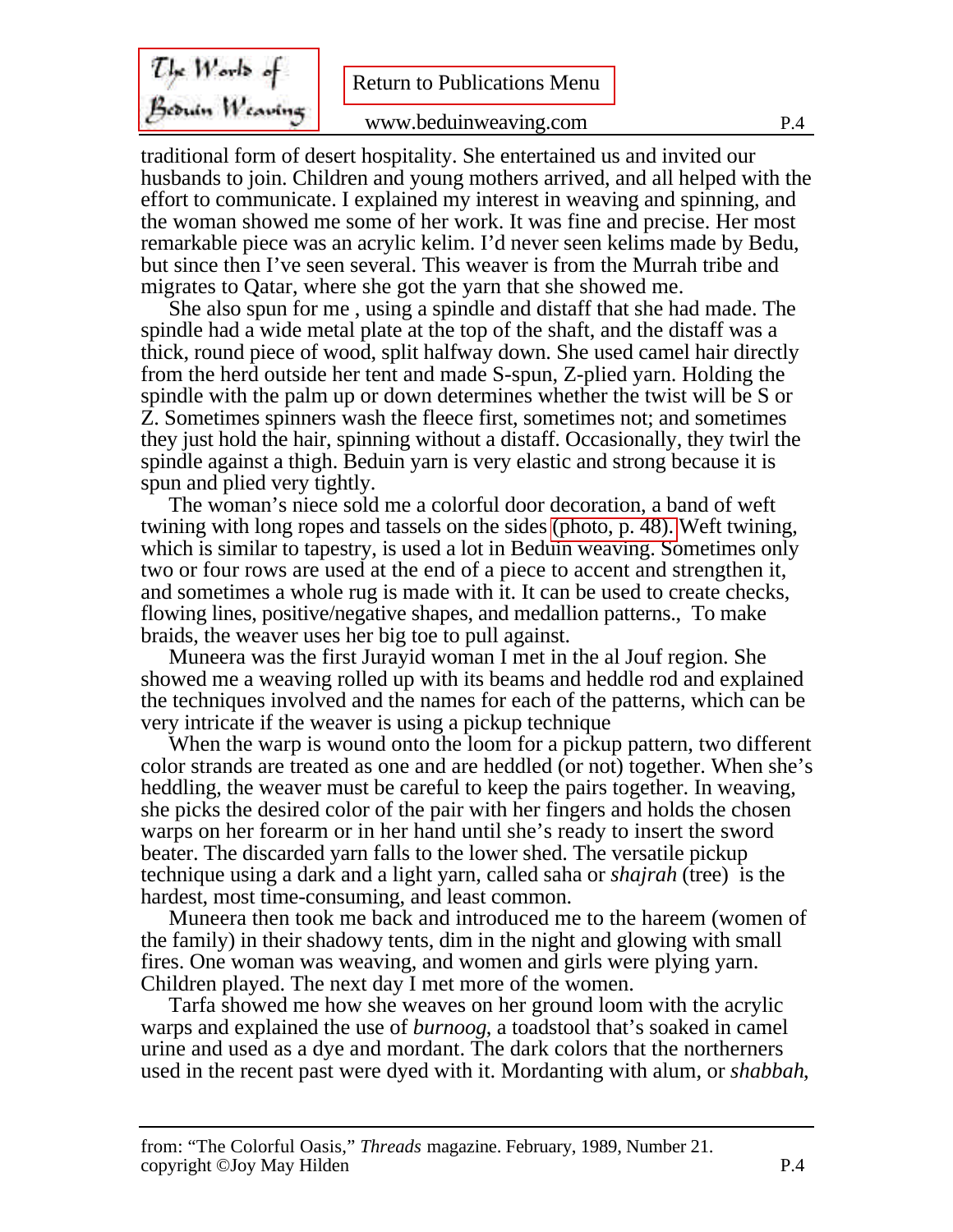traditional form of desert hospitality. She entertained us and invited our husbands to join. Children and young mothers arrived, and all helped with the effort to communicate. I explained my interest in weaving and spinning, and the woman showed me some of her work. It was fine and precise. Her most remarkable piece was an acrylic kelim. I'd never seen kelims made by Bedu, but since then I've seen several. This weaver is from the Murrah tribe and migrates to Qatar, where she got the yarn that she showed me.

She also spun for me , using a spindle and distaff that she had made. The spindle had a wide metal plate at the top of the shaft, and the distaff was a thick, round piece of wood, split halfway down. She used camel hair directly from the herd outside her tent and made S-spun, Z-plied yarn. Holding the spindle with the palm up or down determines whether the twist will be S or Z. Sometimes spinners wash the fleece first, sometimes not; and sometimes they just hold the hair, spinning without a distaff. Occasionally, they twirl the spindle against a thigh. Beduin yarn is very elastic and strong because it is spun and plied very tightly.

The woman's niece sold me a colorful door decoration, a band of weft twining with long ropes and tassels on the sides (photo, p. 48). Weft twining, which is similar to tapestry, is used a lot in Beduin weaving. Sometimes only two or four rows are used at the end of a piece to accent and strengthen it, and sometimes a whole rug is made with it. It can be used to create checks, flowing lines, positive/negative shapes, and medallion patterns., To make braids, the weaver uses her big toe to pull against.

Muneera was the first Jurayid woman I met in the al Jouf region. She showed me a weaving rolled up with its beams and heddle rod and explained the techniques involved and the names for each of the patterns, which can be very intricate if the weaver is using a pickup technique

When the warp is wound onto the loom for a pickup pattern, two different color strands are treated as one and are heddled (or not) together. When she's heddling, the weaver must be careful to keep the pairs together. In weaving, she picks the desired color of the pair with her fingers and holds the chosen warps on her forearm or in her hand until she's ready to insert the sword beater. The discarded yarn falls to the lower shed. The versatile pickup technique using a dark and a light yarn, called saha or *shajrah* (tree) is the hardest, most time-consuming, and least common.

Muneera then took me back and introduced me to the hareem (women of the family) in their shadowy tents, dim in the night and glowing with small fires. One woman was weaving, and women and girls were plying yarn. Children played. The next day I met more of the women.

Tarfa showed me how she weaves on her ground loom with the acrylic warps and explained the use of *burnoog*, a toadstool that's soaked in camel urine and used as a dye and mordant. The dark colors that the northerners used in the recent past were dyed with it. Mordanting with alum, or *shabbah*,

from: "The Colorful Oasis," *Threads* magazine. February, 1989, Number 21.
copyright ©Joy May Hilden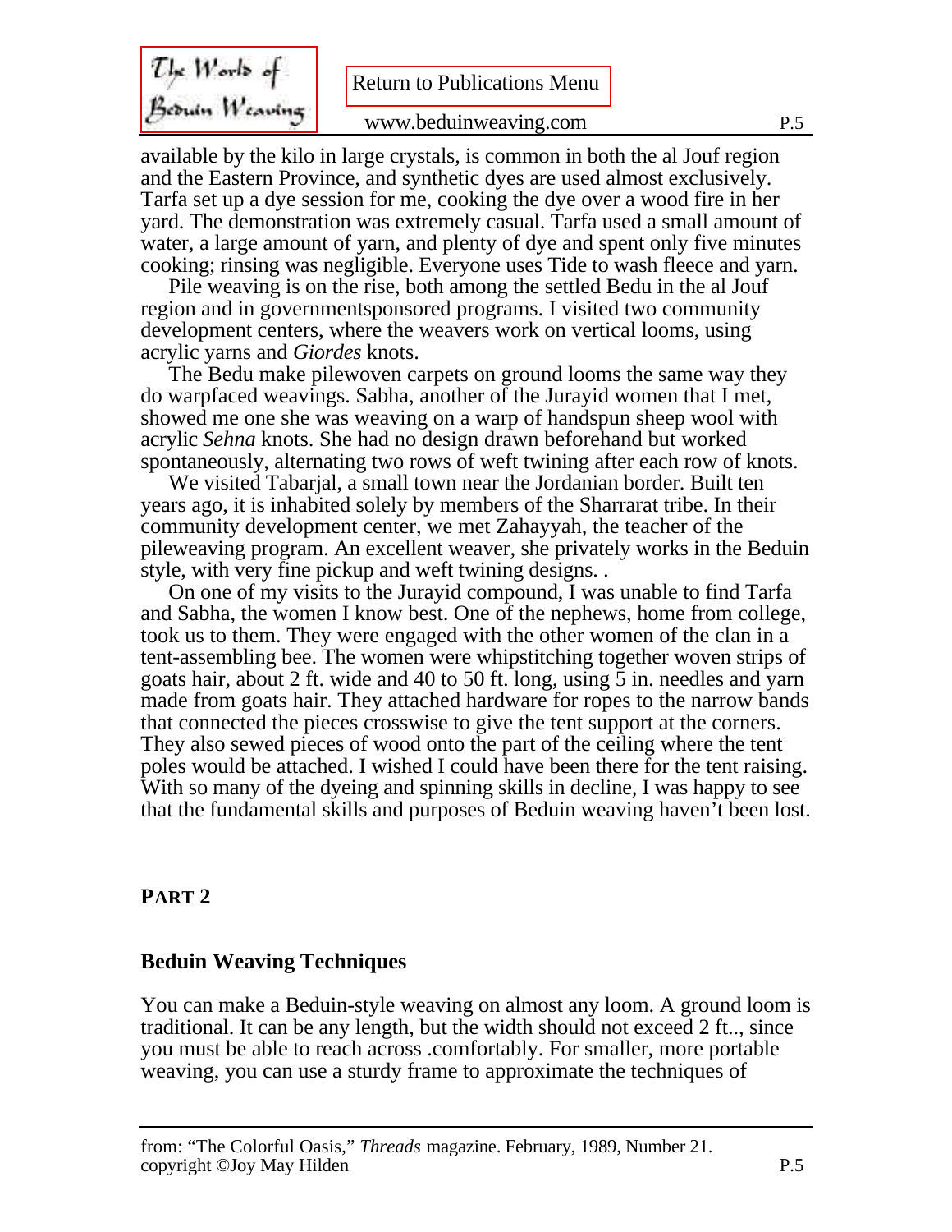available by the kilo in large crystals, is common in both the al Jouf region and the Eastern Province, and synthetic dyes are used almost exclusively. Tarfa set up a dye session for me, cooking the dye over a wood fire in her yard. The demonstration was extremely casual. Tarfa used a small amount of water, a large amount of yarn, and plenty of dye and spent only five minutes cooking; rinsing was negligible. Everyone uses Tide to wash fleece and yarn.

Pile weaving is on the rise, both among the settled Bedu in the al Jouf region and in governmentsponsored programs. I visited two community development centers, where the weavers work on vertical looms, using acrylic yarns and *Giordes* knots.

The Bedu make pilewoven carpets on ground looms the same way they do warpfaced weavings. Sabha, another of the Jurayid women that I met, showed me one she was weaving on a warp of handspun sheep wool with acrylic *Sehna* knots. She had no design drawn beforehand but worked spontaneously, alternating two rows of weft twining after each row of knots.

We visited Tabarjal, a small town near the Jordanian border. Built ten years ago, it is inhabited solely by members of the Sharrarat tribe. In their community development center, we met Zahayyah, the teacher of the pileweaving program. An excellent weaver, she privately works in the Beduin style, with very fine pickup and weft twining designs. .

On one of my visits to the Jurayid compound, I was unable to find Tarfa and Sabha, the women I know best. One of the nephews, home from college, took us to them. They were engaged with the other women of the clan in a tent-assembling bee. The women were whipstitching together woven strips of goats hair, about 2 ft. wide and 40 to 50 ft. long, using 5 in. needles and yarn made from goats hair. They attached hardware for ropes to the narrow bands that connected the pieces crosswise to give the tent support at the corners. They also sewed pieces of wood onto the part of the ceiling where the tent poles would be attached. I wished I could have been there for the tent raising. With so many of the dyeing and spinning skills in decline, I was happy to see that the fundamental skills and purposes of Beduin weaving haven't been lost.

## PART 2

### Beduin Weaving Techniques

You can make a Beduin-style weaving on almost any loom. A ground loom is traditional. It can be any length, but the width should not exceed 2 ft.., since you must be able to reach across .comfortably. For smaller, more portable weaving, you can use a sturdy frame to approximate the techniques of

from: "The Colorful Oasis," *Threads* magazine. February, 1989, Number 21.
copyright ©Joy May Hilden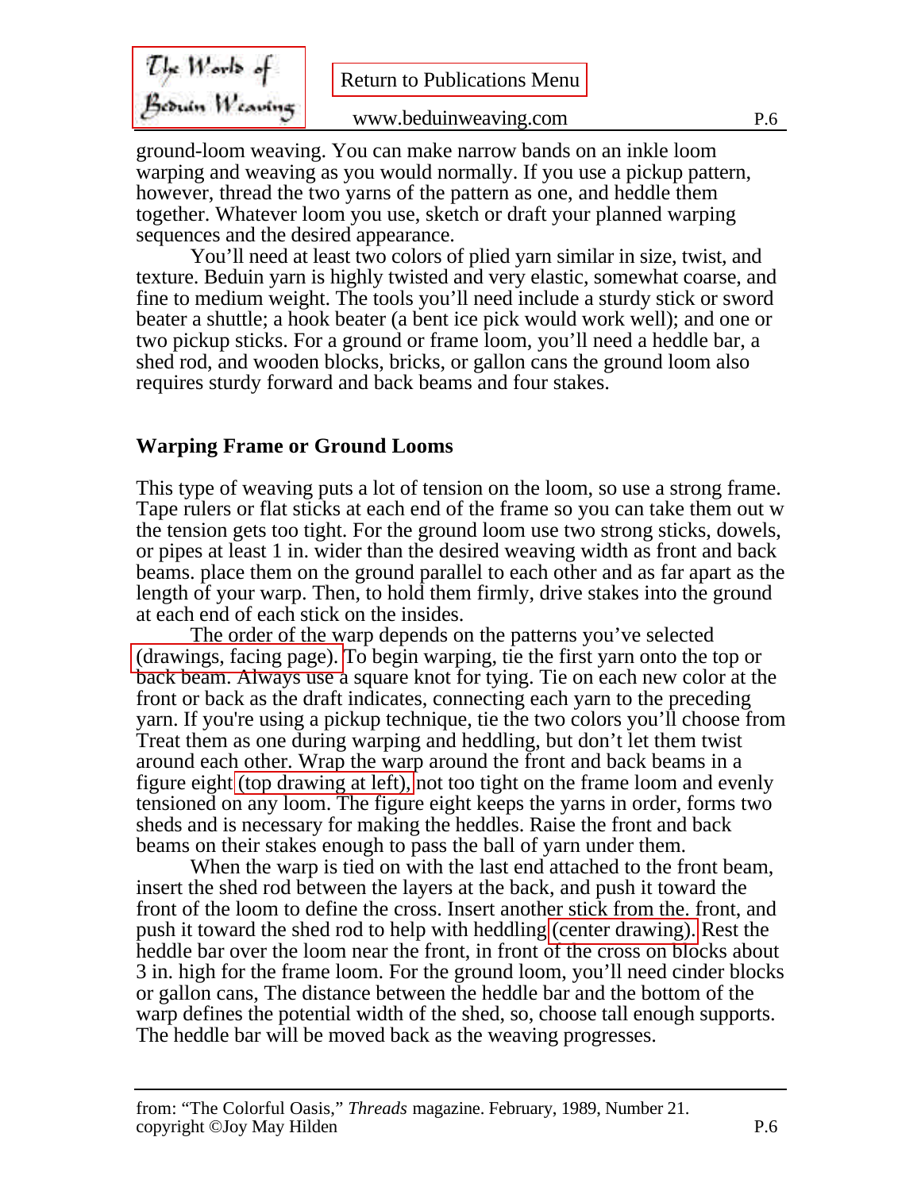ground-loom weaving. You can make narrow bands on an inkle loom warping and weaving as you would normally. If you use a pickup pattern, however, thread the two yarns of the pattern as one, and heddle them together. Whatever loom you use, sketch or draft your planned warping sequences and the desired appearance.

You'll need at least two colors of plied yarn similar in size, twist, and texture. Beduin yarn is highly twisted and very elastic, somewhat coarse, and fine to medium weight. The tools you'll need include a sturdy stick or sword beater a shuttle; a hook beater (a bent ice pick would work well); and one or two pickup sticks. For a ground or frame loom, you'll need a heddle bar, a shed rod, and wooden blocks, bricks, or gallon cans the ground loom also requires sturdy forward and back beams and four stakes.

## Warping Frame or Ground Looms

This type of weaving puts a lot of tension on the loom, so use a strong frame. Tape rulers or flat sticks at each end of the frame so you can take them out w the tension gets too tight. For the ground loom use two strong sticks, dowels, or pipes at least 1 in. wider than the desired weaving width as front and back beams. place them on the ground parallel to each other and as far apart as the length of your warp. Then, to hold them firmly, drive stakes into the ground at each end of each stick on the insides.

The order of the warp depends on the patterns you've selected (drawings, facing page). To begin warping, tie the first yarn onto the top or back beam. Always use a square knot for tying. Tie on each new color at the front or back as the draft indicates, connecting each yarn to the preceding yarn. If you're using a pickup technique, tie the two colors you'll choose from Treat them as one during warping and heddling, but don't let them twist around each other. Wrap the warp around the front and back beams in a figure eight (top drawing at left), not too tight on the frame loom and evenly tensioned on any loom. The figure eight keeps the yarns in order, forms two sheds and is necessary for making the heddles. Raise the front and back beams on their stakes enough to pass the ball of yarn under them.

When the warp is tied on with the last end attached to the front beam, insert the shed rod between the layers at the back, and push it toward the front of the loom to define the cross. Insert another stick from the. front, and push it toward the shed rod to help with heddling (center drawing). Rest the heddle bar over the loom near the front, in front of the cross on blocks about 3 in. high for the frame loom. For the ground loom, you'll need cinder blocks or gallon cans, The distance between the heddle bar and the bottom of the warp defines the potential width of the shed, so, choose tall enough supports. The heddle bar will be moved back as the weaving progresses.

from: "The Colorful Oasis," *Threads* magazine. February, 1989, Number 21.
copyright ©Joy May Hilden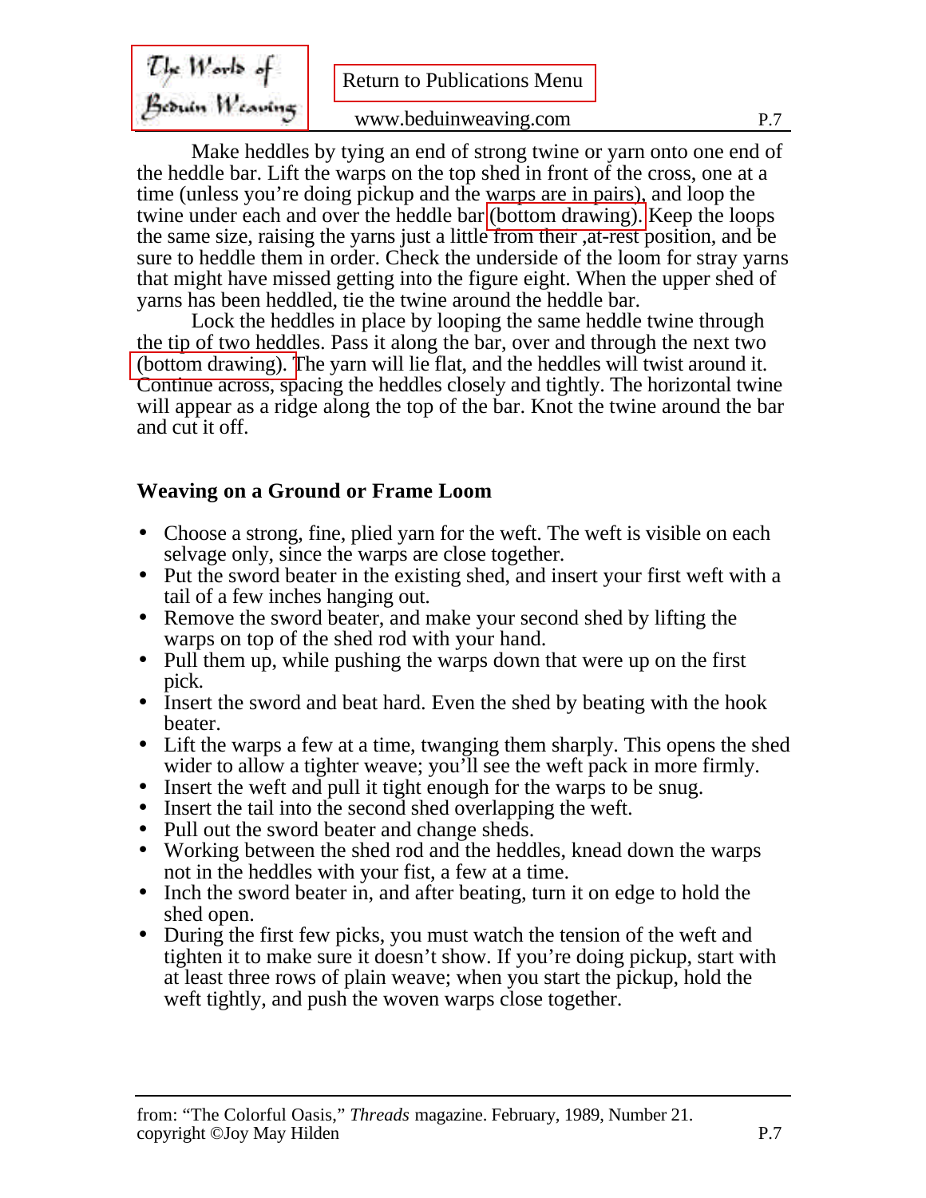Make heddles by tying an end of strong twine or yarn onto one end of the heddle bar. Lift the warps on the top shed in front of the cross, one at a time (unless you're doing pickup and the warps are in pairs), and loop the twine under each and over the heddle bar (bottom drawing). Keep the loops the same size, raising the yarns just a little from their ,at-rest position, and be sure to heddle them in order. Check the underside of the loom for stray yarns that might have missed getting into the figure eight. When the upper shed of yarns has been heddled, tie the twine around the heddle bar.

Lock the heddles in place by looping the same heddle twine through the tip of two heddles. Pass it along the bar, over and through the next two (bottom drawing). The yarn will lie flat, and the heddles will twist around it. Continue across, spacing the heddles closely and tightly. The horizontal twine will appear as a ridge along the top of the bar. Knot the twine around the bar and cut it off.

### Weaving on a Ground or Frame Loom

- Choose a strong, fine, plied yarn for the weft. The weft is visible on each selvage only, since the warps are close together.
- Put the sword beater in the existing shed, and insert your first weft with a tail of a few inches hanging out.
- Remove the sword beater, and make your second shed by lifting the warps on top of the shed rod with your hand.
- Pull them up, while pushing the warps down that were up on the first pick.
- Insert the sword and beat hard. Even the shed by beating with the hook beater.
- Lift the warps a few at a time, twanging them sharply. This opens the shed wider to allow a tighter weave; you'll see the weft pack in more firmly.
- Insert the weft and pull it tight enough for the warps to be snug.
- Insert the tail into the second shed overlapping the weft.
- Pull out the sword beater and change sheds.
- Working between the shed rod and the heddles, knead down the warps not in the heddles with your fist, a few at a time.
- Inch the sword beater in, and after beating, turn it on edge to hold the shed open.
- During the first few picks, you must watch the tension of the weft and tighten it to make sure it doesn't show. If you're doing pickup, start with at least three rows of plain weave; when you start the pickup, hold the weft tightly, and push the woven warps close together.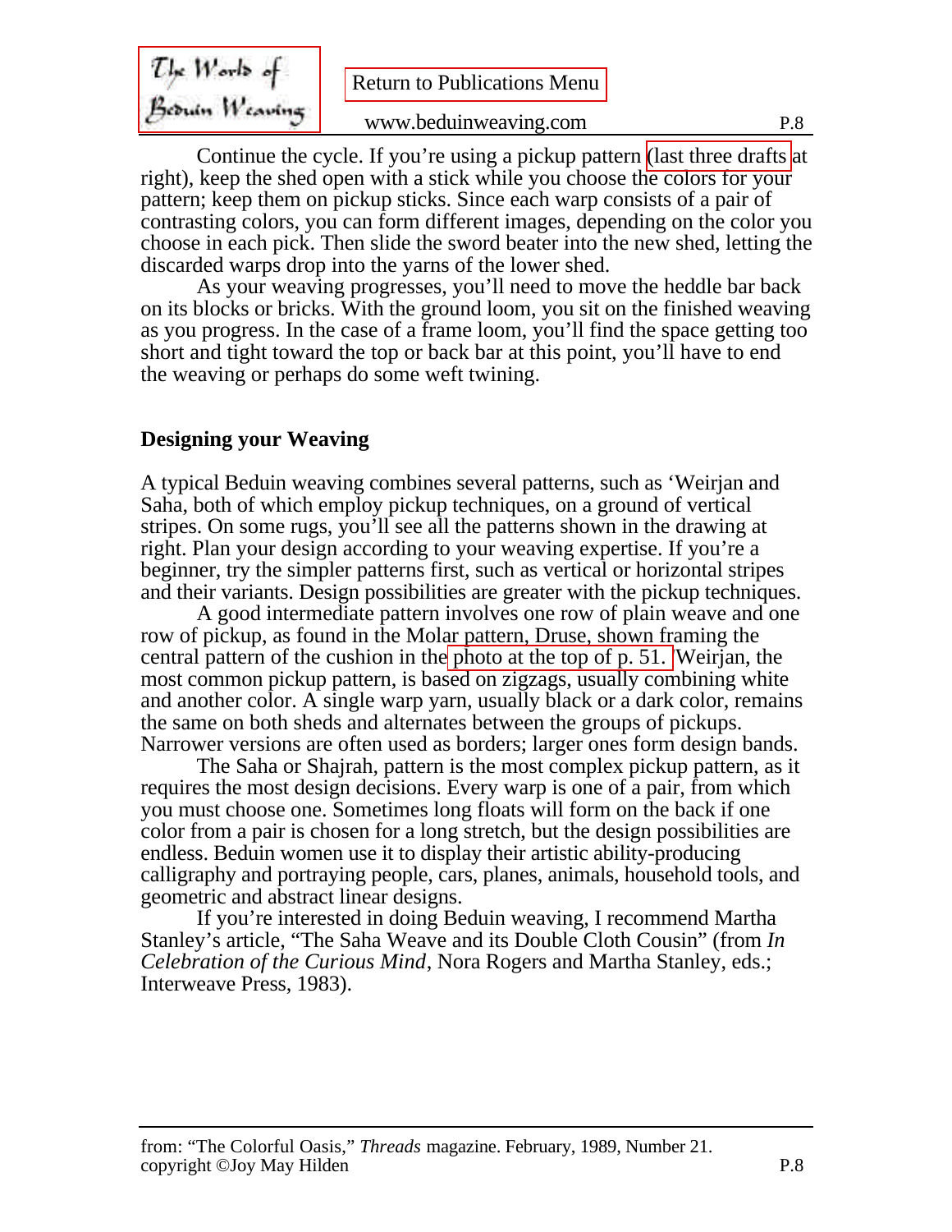Continue the cycle. If you're using a pickup pattern (last three drafts at right), keep the shed open with a stick while you choose the colors for your pattern; keep them on pickup sticks. Since each warp consists of a pair of contrasting colors, you can form different images, depending on the color you choose in each pick. Then slide the sword beater into the new shed, letting the discarded warps drop into the yarns of the lower shed.

As your weaving progresses, you'll need to move the heddle bar back on its blocks or bricks. With the ground loom, you sit on the finished weaving as you progress. In the case of a frame loom, you'll find the space getting too short and tight toward the top or back bar at this point, you'll have to end the weaving or perhaps do some weft twining.

**Designing your Weaving**

A typical Beduin weaving combines several patterns, such as 'Weirjan and Saha, both of which employ pickup techniques, on a ground of vertical stripes. On some rugs, you'll see all the patterns shown in the drawing at right. Plan your design according to your weaving expertise. If you're a beginner, try the simpler patterns first, such as vertical or horizontal stripes and their variants. Design possibilities are greater with the pickup techniques.

A good intermediate pattern involves one row of plain weave and one row of pickup, as found in the Molar pattern, Druse, shown framing the central pattern of the cushion in the photo at the top of p. 51. 'Weirjan, the most common pickup pattern, is based on zigzags, usually combining white and another color. A single warp yarn, usually black or a dark color, remains the same on both sheds and alternates between the groups of pickups. Narrower versions are often used as borders; larger ones form design bands.

The Saha or Shajrah, pattern is the most complex pickup pattern, as it requires the most design decisions. Every warp is one of a pair, from which you must choose one. Sometimes long floats will form on the back if one color from a pair is chosen for a long stretch, but the design possibilities are endless. Beduin women use it to display their artistic ability-producing calligraphy and portraying people, cars, planes, animals, household tools, and geometric and abstract linear designs.

If you're interested in doing Beduin weaving, I recommend Martha Stanley's article, "The Saha Weave and its Double Cloth Cousin" (from *In Celebration of the Curious Mind*, Nora Rogers and Martha Stanley, eds.; Interweave Press, 1983).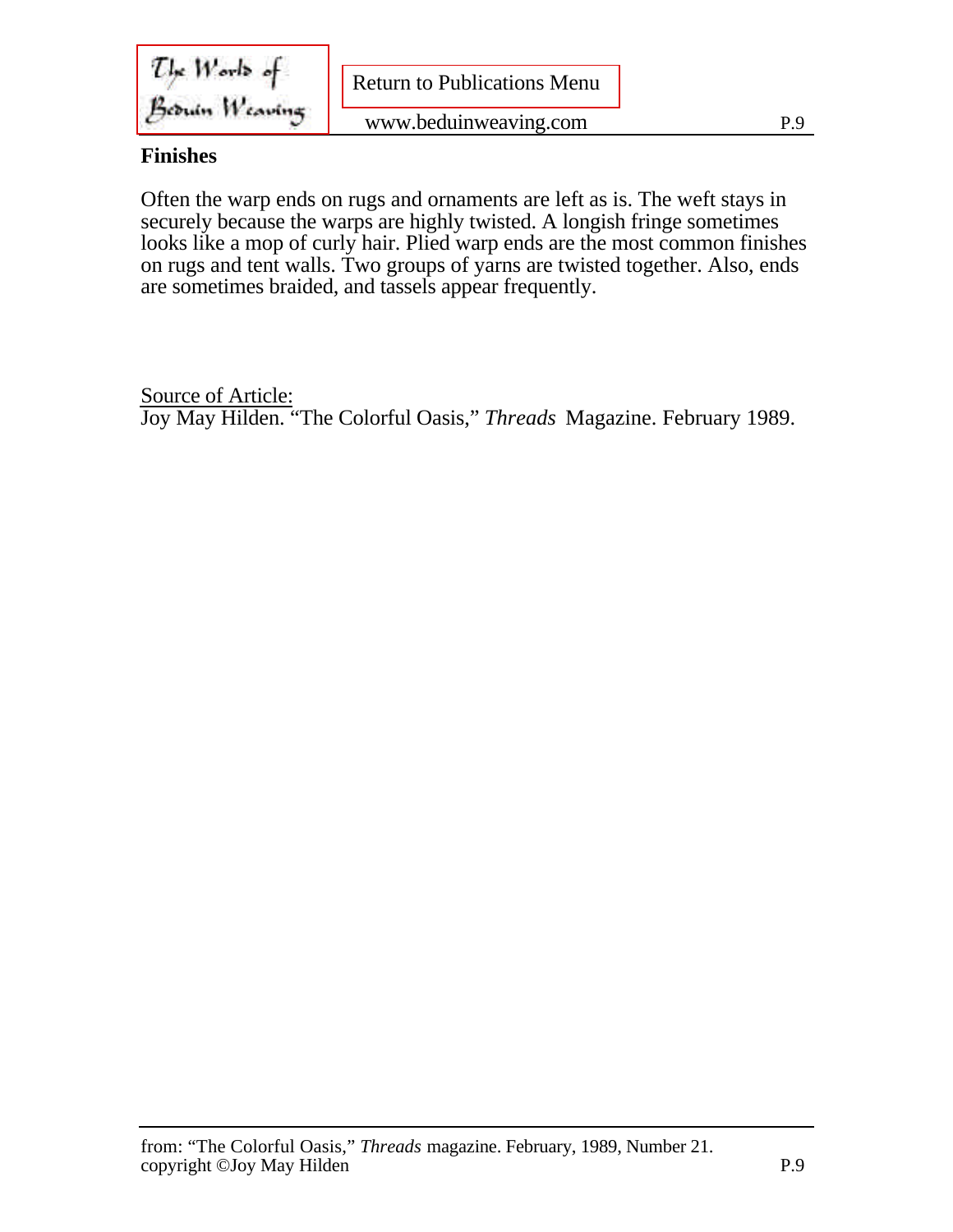## Finishes

Often the warp ends on rugs and ornaments are left as is. The weft stays in securely because the warps are highly twisted. A longish fringe sometimes looks like a mop of curly hair. Plied warp ends are the most common finishes on rugs and tent walls. Two groups of yarns are twisted together. Also, ends are sometimes braided, and tassels appear frequently.

Source of Article:
Joy May Hilden. "The Colorful Oasis," *Threads* Magazine. February 1989.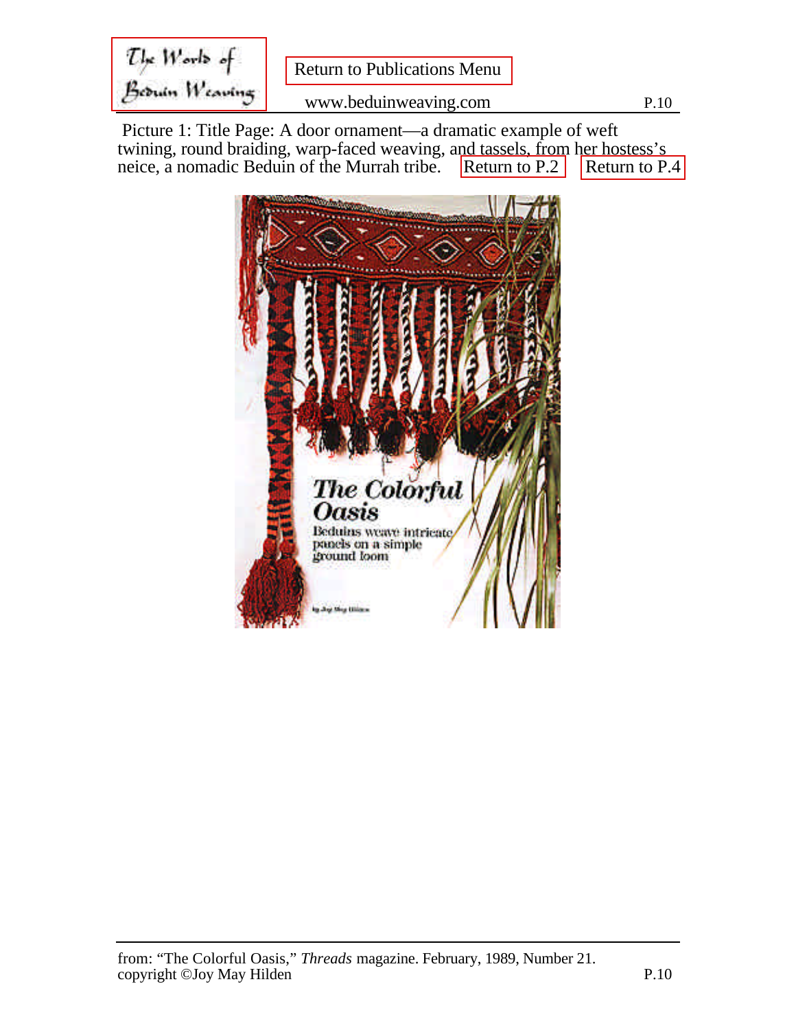Picture 1: Title Page: A door ornament—a dramatic example of weft twining, round braiding, warp-faced weaving, and tassels, from her hostess's neice, a nomadic Beduin of the Murrah tribe. Return to P.2 Return to P.4

The Colorful Oasis

Beduins weave intricate panels on a simple ground loom

by Joy May Hilden

from: "The Colorful Oasis," *Threads* magazine. February, 1989, Number 21.
copyright ©Joy May Hilden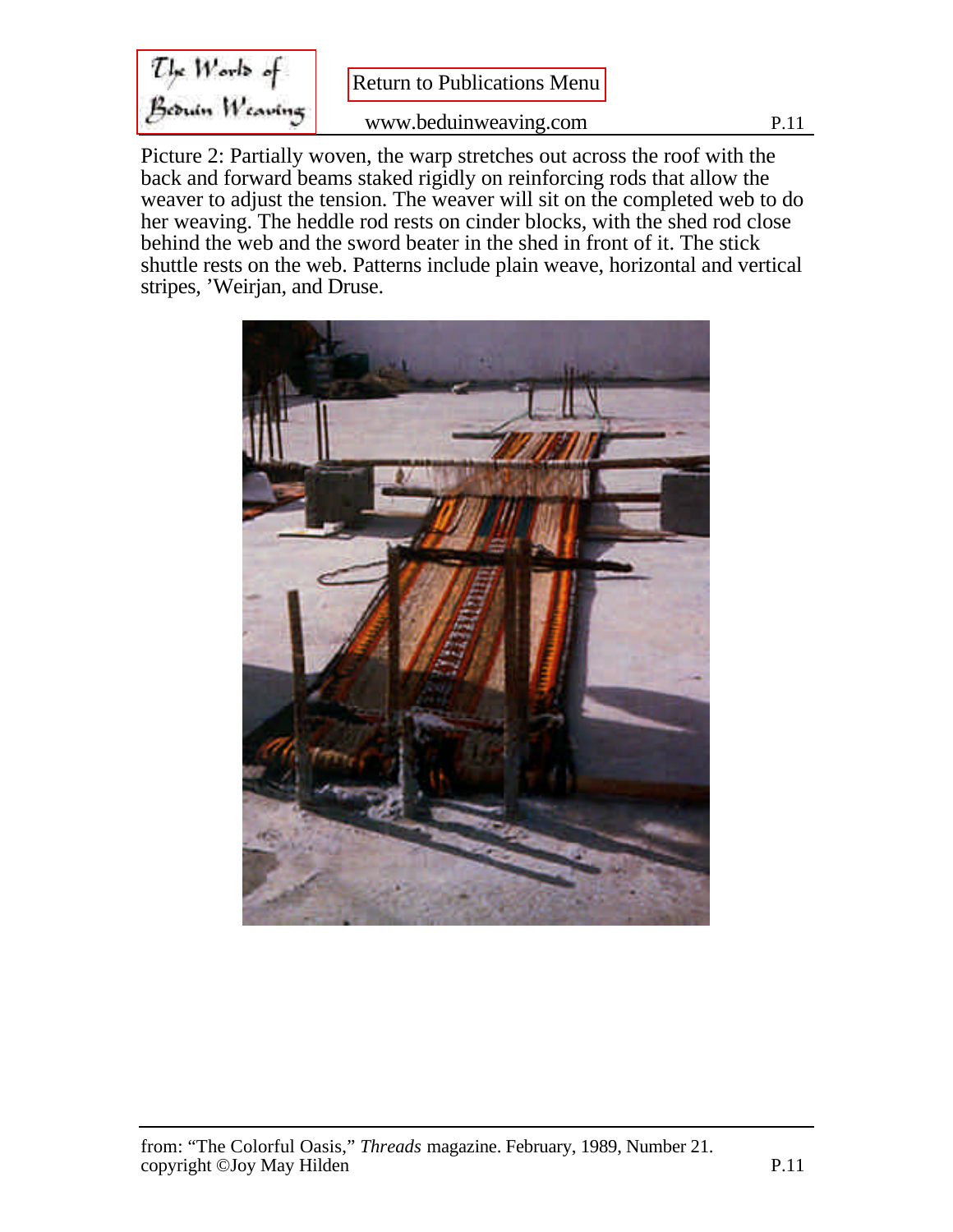Picture 2: Partially woven, the warp stretches out across the roof with the back and forward beams staked rigidly on reinforcing rods that allow the weaver to adjust the tension. The weaver will sit on the completed web to do her weaving. The heddle rod rests on cinder blocks, with the shed rod close behind the web and the sword beater in the shed in front of it. The stick shuttle rests on the web. Patterns include plain weave, horizontal and vertical stripes, 'Weirjan, and Druse.

from: "The Colorful Oasis," *Threads* magazine. February, 1989, Number 21.
copyright ©Joy May Hilden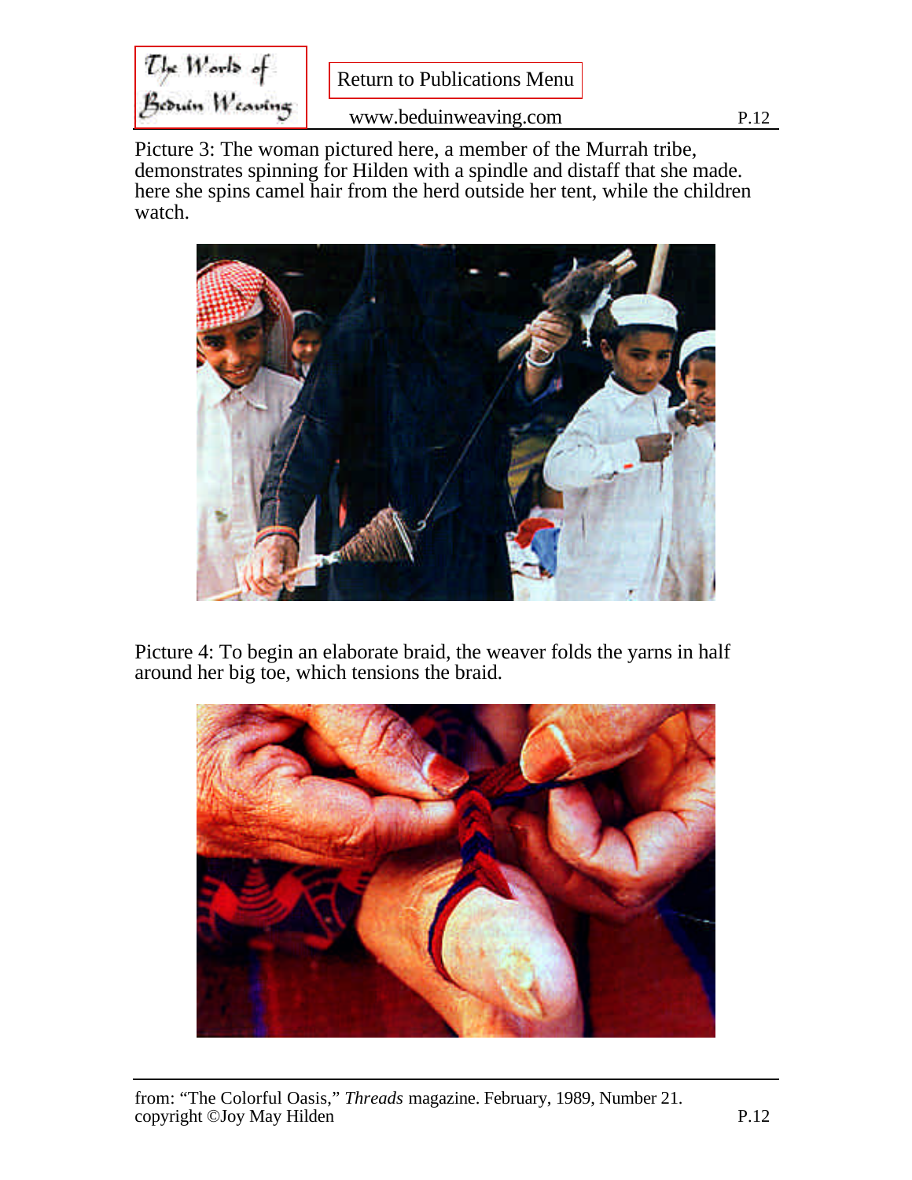Picture 3: The woman pictured here, a member of the Murrah tribe, demonstrates spinning for Hilden with a spindle and distaff that she made. here she spins camel hair from the herd outside her tent, while the children watch.

Picture 4: To begin an elaborate braid, the weaver folds the yarns in half around her big toe, which tensions the braid.

from: "The Colorful Oasis," *Threads* magazine. February, 1989, Number 21.
copyright ©Joy May Hilden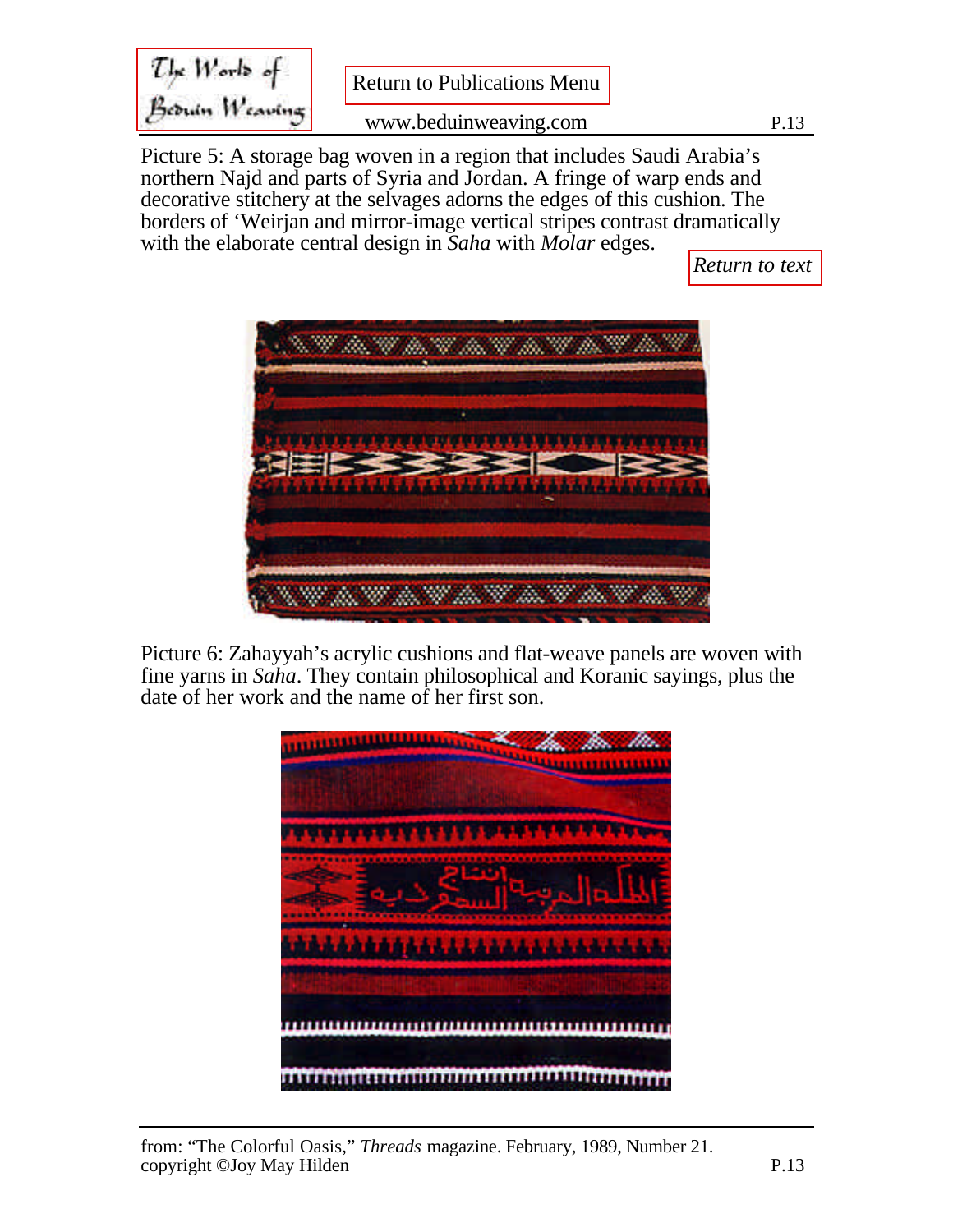Picture 5: A storage bag woven in a region that includes Saudi Arabia's northern Najd and parts of Syria and Jordan. A fringe of warp ends and decorative stitchery at the selvages adorns the edges of this cushion. The borders of 'Weirjan and mirror-image vertical stripes contrast dramatically with the elaborate central design in *Saha* with *Molar* edges.

*Return to text*

Picture 6: Zahayyah's acrylic cushions and flat-weave panels are woven with fine yarns in *Saha*. They contain philosophical and Koranic sayings, plus the date of her work and the name of her first son.

from: "The Colorful Oasis," *Threads* magazine. February, 1989, Number 21.
copyright ©Joy May Hilden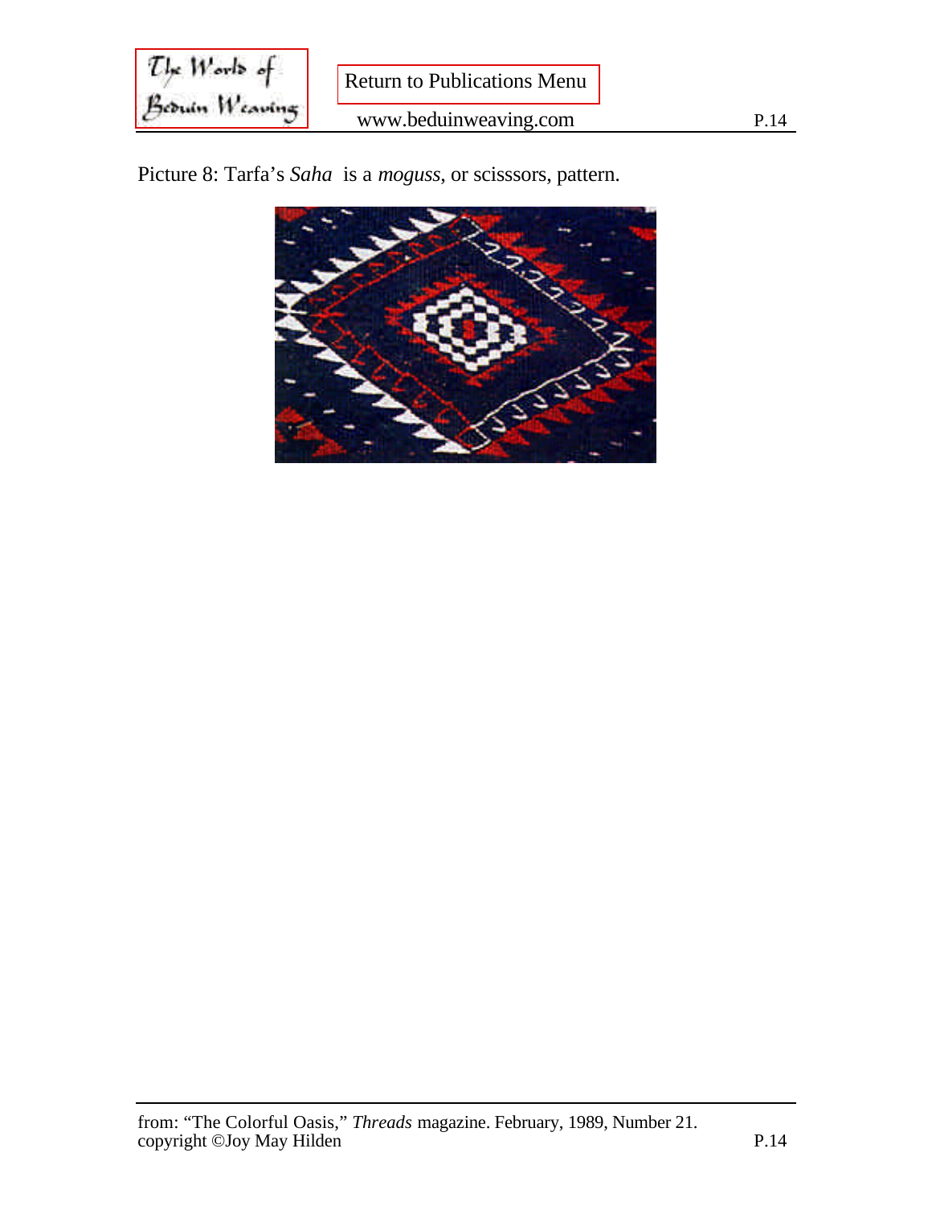Picture 8: Tarfa's *Saha* is a *moguss*, or scisssors, pattern.

from: "The Colorful Oasis," *Threads* magazine. February, 1989, Number 21.
copyright ©Joy May Hilden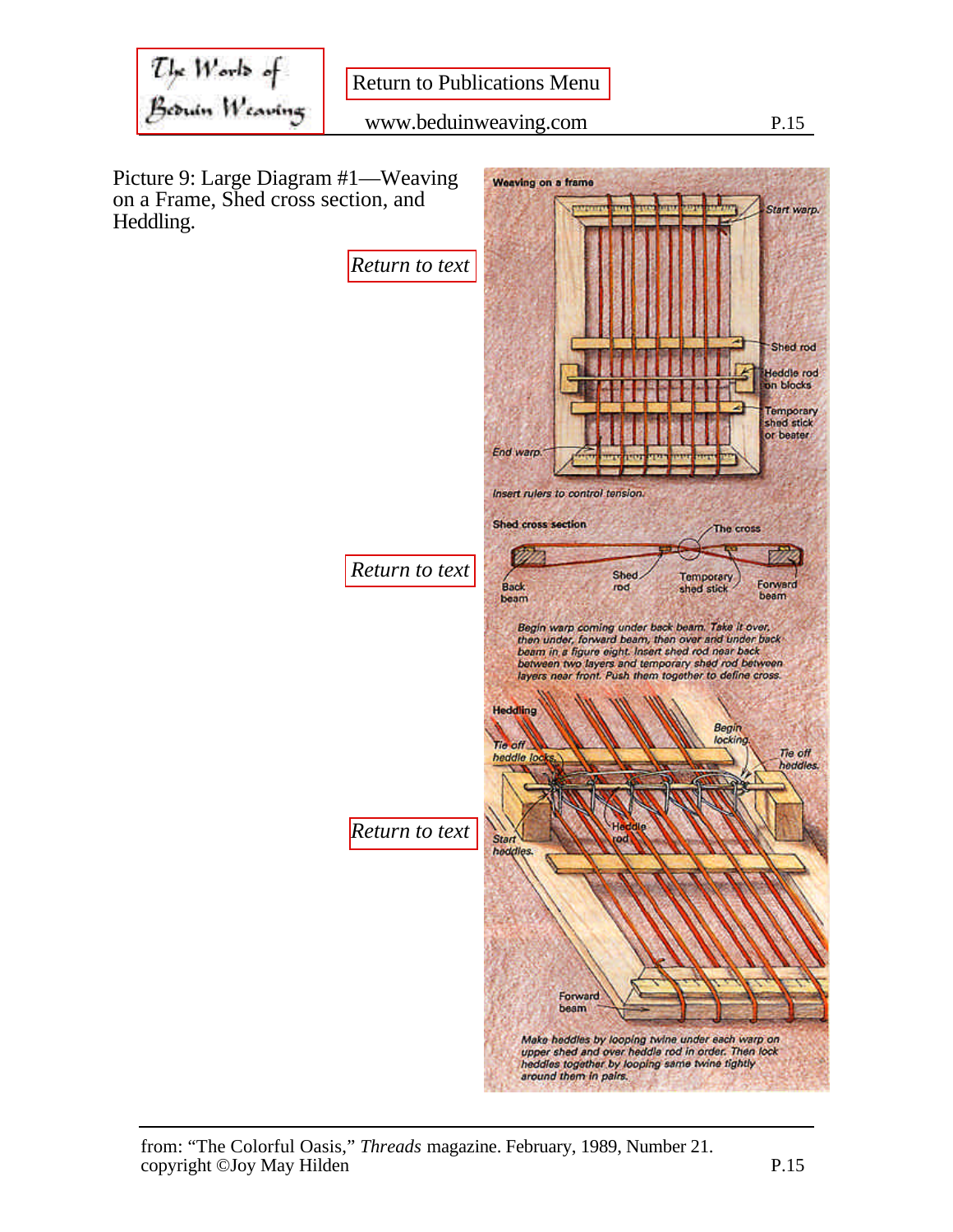Picture 9: Large Diagram #1—Weaving on a Frame, Shed cross section, and Heddling.

Return to text

**Weaving on a frame**

Start warp.

Shed rod

Heddle rod on blocks

Temporary shed stick or beater

End warp.

*Insert rulers to control tension.*

Return to text

**Shed cross section**

The cross

Back beam

Shed rod

Temporary shed stick

Forward beam

*Begin warp coming under back beam. Take it over, then under, forward beam, then over and under back beam in a figure eight. Insert shed rod near back between two layers and temporary shed rod between layers near front. Push them together to define cross.*

Return to text

**Heddling**

Tie off heddle locks.

Begin locking.

Tie off heddles.

Start heddles.

Heddle rod

Forward beam

*Make heddles by looping twine under each warp on upper shed and over heddle rod in order. Then lock heddles together by looping same twine tightly around them in pairs.*

from: "The Colorful Oasis," *Threads* magazine. February, 1989, Number 21.
copyright ©Joy May Hilden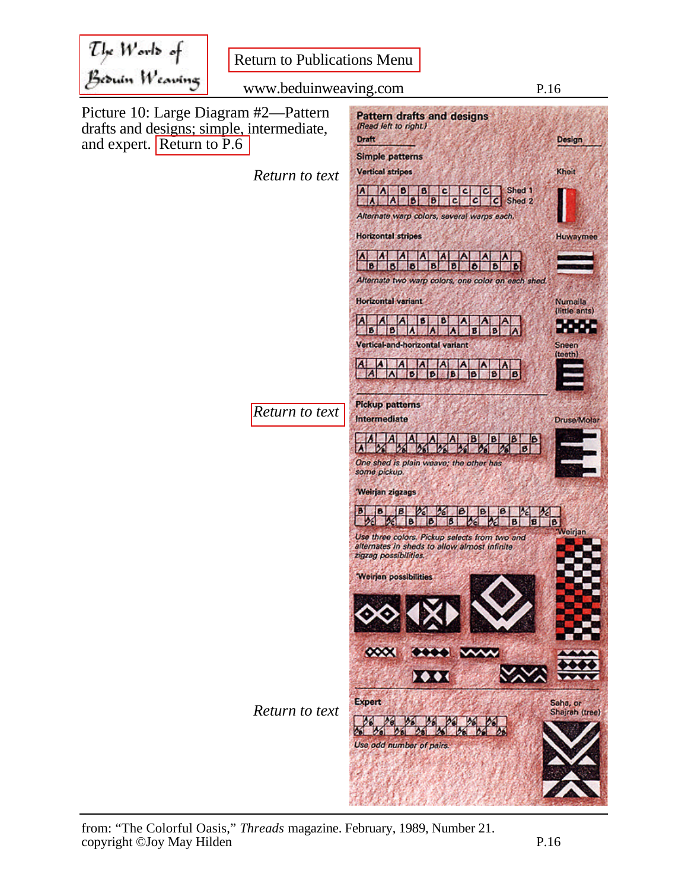Picture 10: Large Diagram #2—Pattern drafts and designs; simple, intermediate, and expert. Return to P.6

*Return to text*

**Pattern drafts and designs**
*(Read left to right.)*

Draft — Design

Simple patterns

Vertical stripes — Kheit

| A | A | B | B | C | C | C | Shed 1 |
|---|---|---|---|---|---|---|---|
| A | A | B | B | C | C | C | Shed 2 |

*Alternate warp colors, several warps each.*

Horizontal stripes — Huwaymee

*Alternate two warp colors, one color on each shed.*

Horizontal variant — Numaila (little ants)

Vertical-and-horizontal variant — Sneen (teeth)

*Return to text*

Pickup patterns

Intermediate — Druse/Molar

*One shed is plain weave; the other has some pickup.*

Weirjan zigzags

*Use three colors. Pickup selects from two and alternates in sheds to allow almost infinite zigzag possibilities.*

Weirjan possibilities — Weirjan

*Return to text*

Expert — Saha, or Shajrah (tree)

*Use odd number of pairs.*

from: "The Colorful Oasis," *Threads* magazine. February, 1989, Number 21.
copyright ©Joy May Hilden